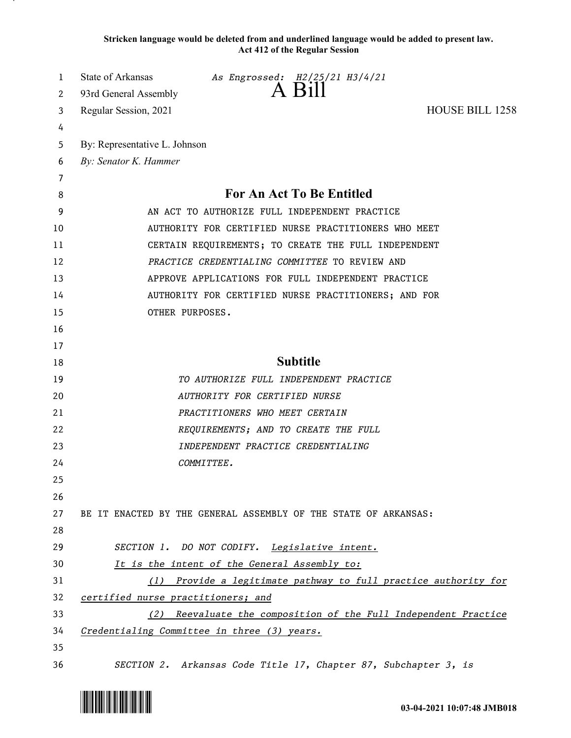**Stricken language would be deleted from and underlined language would be added to present law.**
**Act 412 of the Regular Session**

State of Arkansas *As Engrossed: H2/25/21 H3/4/21*
93rd General Assembly **A Bill**
Regular Session, 2021 HOUSE BILL 1258

By: Representative L. Johnson
*By: Senator K. Hammer*

## For An Act To Be Entitled

AN ACT TO AUTHORIZE FULL INDEPENDENT PRACTICE AUTHORITY FOR CERTIFIED NURSE PRACTITIONERS WHO MEET CERTAIN REQUIREMENTS; TO CREATE THE FULL INDEPENDENT *PRACTICE CREDENTIALING COMMITTEE* TO REVIEW AND APPROVE APPLICATIONS FOR FULL INDEPENDENT PRACTICE AUTHORITY FOR CERTIFIED NURSE PRACTITIONERS; AND FOR OTHER PURPOSES.

## Subtitle

*TO AUTHORIZE FULL INDEPENDENT PRACTICE AUTHORITY FOR CERTIFIED NURSE PRACTITIONERS WHO MEET CERTAIN REQUIREMENTS; AND TO CREATE THE FULL INDEPENDENT PRACTICE CREDENTIALING COMMITTEE.*

BE IT ENACTED BY THE GENERAL ASSEMBLY OF THE STATE OF ARKANSAS:

*SECTION 1. DO NOT CODIFY. Legislative intent.*
*It is the intent of the General Assembly to:*
*(1) Provide a legitimate pathway to full practice authority for certified nurse practitioners; and*
*(2) Reevaluate the composition of the Full Independent Practice Credentialing Committee in three (3) years.*

*SECTION 2. Arkansas Code Title 17, Chapter 87, Subchapter 3, is*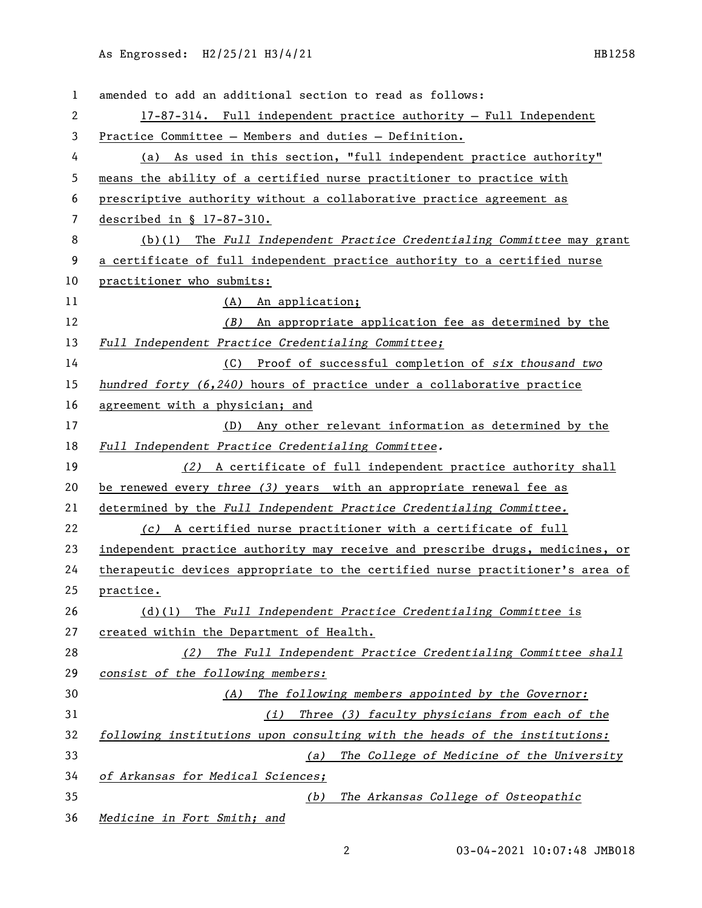amended to add an additional section to read as follows:

17-87-314. Full independent practice authority — Full Independent Practice Committee — Members and duties — Definition.

(a) As used in this section, "full independent practice authority" means the ability of a certified nurse practitioner to practice with prescriptive authority without a collaborative practice agreement as described in § 17-87-310.

(b)(1) The *Full Independent Practice Credentialing Committee* may grant a certificate of full independent practice authority to a certified nurse practitioner who submits:

(A) An application;

*(B)* An appropriate application fee as determined by the *Full Independent Practice Credentialing Committee;*

(C) Proof of successful completion of *six thousand two hundred forty (6,240)* hours of practice under a collaborative practice agreement with a physician; and

(D) Any other relevant information as determined by the *Full Independent Practice Credentialing Committee.*

*(2)* A certificate of full independent practice authority shall be renewed every *three (3)* years with an appropriate renewal fee as determined by the *Full Independent Practice Credentialing Committee.*

*(c)* A certified nurse practitioner with a certificate of full independent practice authority may receive and prescribe drugs, medicines, or therapeutic devices appropriate to the certified nurse practitioner's area of practice.

(d)(1) The *Full Independent Practice Credentialing Committee* is created within the Department of Health.

*(2) The Full Independent Practice Credentialing Committee shall consist of the following members:*

*(A) The following members appointed by the Governor:*

*(i) Three (3) faculty physicians from each of the following institutions upon consulting with the heads of the institutions:*

*(a) The College of Medicine of the University of Arkansas for Medical Sciences;*

*(b) The Arkansas College of Osteopathic Medicine in Fort Smith; and*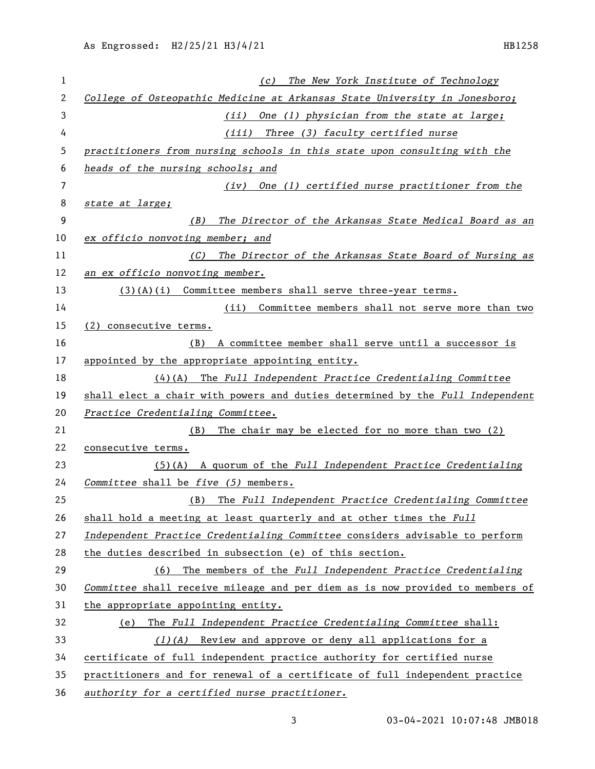(c) The New York Institute of Technology College of Osteopathic Medicine at Arkansas State University in Jonesboro;

(ii) One (1) physician from the state at large;

(iii) Three (3) faculty certified nurse practitioners from nursing schools in this state upon consulting with the heads of the nursing schools; and

(iv) One (1) certified nurse practitioner from the state at large;

(B) The Director of the Arkansas State Medical Board as an ex officio nonvoting member; and

(C) The Director of the Arkansas State Board of Nursing as an ex officio nonvoting member.

(3)(A)(i) Committee members shall serve three-year terms.

(ii) Committee members shall not serve more than two (2) consecutive terms.

(B) A committee member shall serve until a successor is appointed by the appropriate appointing entity.

(4)(A) The *Full Independent Practice Credentialing Committee* shall elect a chair with powers and duties determined by the *Full Independent Practice Credentialing Committee*.

(B) The chair may be elected for no more than two (2) consecutive terms.

(5)(A) A quorum of the *Full Independent Practice Credentialing Committee* shall be *five (5)* members.

(B) The *Full Independent Practice Credentialing Committee* shall hold a meeting at least quarterly and at other times the *Full Independent Practice Credentialing Committee* considers advisable to perform the duties described in subsection (e) of this section.

(6) The members of the *Full Independent Practice Credentialing Committee* shall receive mileage and per diem as is now provided to members of the appropriate appointing entity.

(e) The *Full Independent Practice Credentialing Committee* shall:

*(1)(A)* Review and approve or deny all applications for a certificate of full independent practice authority for certified nurse practitioners and for renewal of a certificate of full independent practice *authority for a certified nurse practitioner.*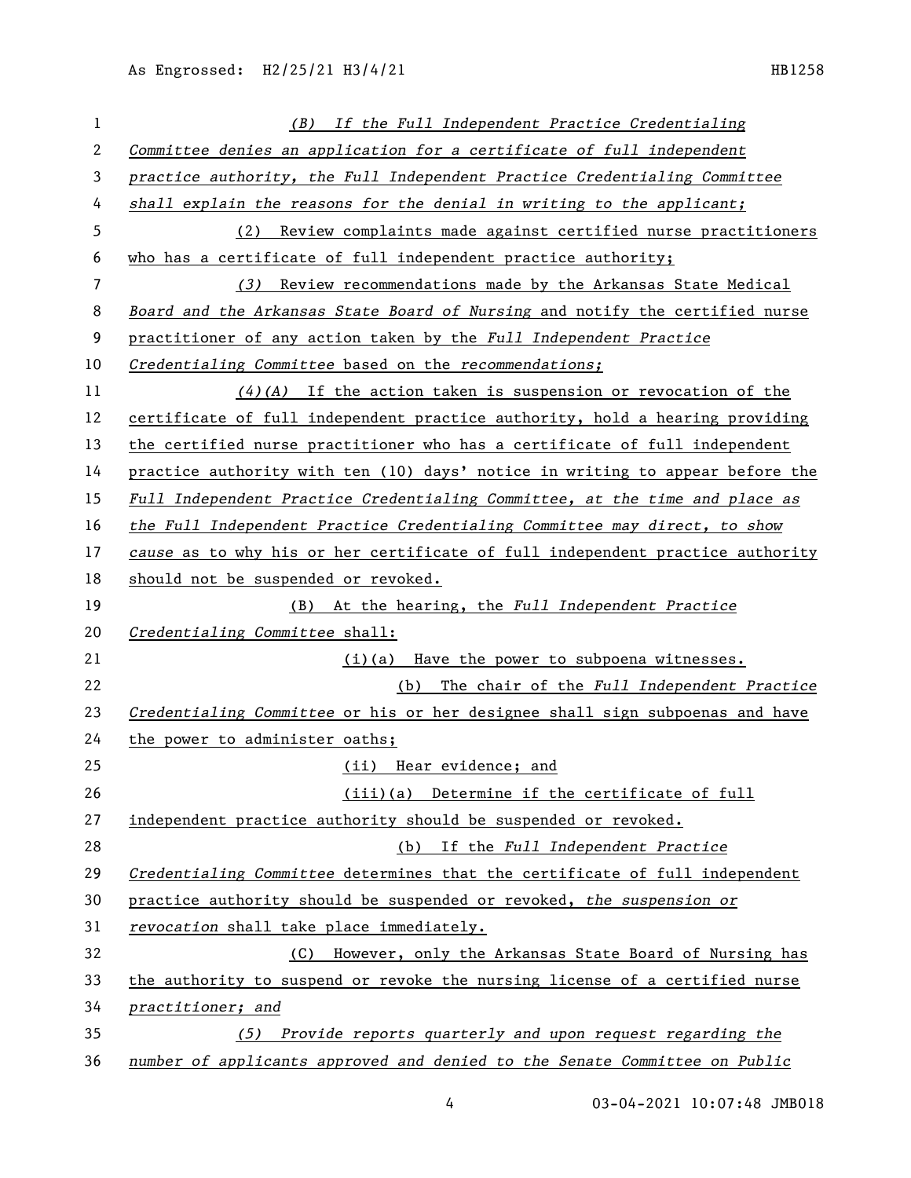(B) If the Full Independent Practice Credentialing Committee denies an application for a certificate of full independent practice authority, the Full Independent Practice Credentialing Committee shall explain the reasons for the denial in writing to the applicant;

(2) Review complaints made against certified nurse practitioners who has a certificate of full independent practice authority;

(3) Review recommendations made by the Arkansas State Medical Board and the Arkansas State Board of Nursing and notify the certified nurse practitioner of any action taken by the Full Independent Practice Credentialing Committee based on the recommendations;

(4)(A) If the action taken is suspension or revocation of the certificate of full independent practice authority, hold a hearing providing the certified nurse practitioner who has a certificate of full independent practice authority with ten (10) days' notice in writing to appear before the Full Independent Practice Credentialing Committee, at the time and place as the Full Independent Practice Credentialing Committee may direct, to show cause as to why his or her certificate of full independent practice authority should not be suspended or revoked.

(B) At the hearing, the Full Independent Practice Credentialing Committee shall:

(i)(a) Have the power to subpoena witnesses.

(b) The chair of the Full Independent Practice Credentialing Committee or his or her designee shall sign subpoenas and have the power to administer oaths;

(ii) Hear evidence; and

(iii)(a) Determine if the certificate of full independent practice authority should be suspended or revoked.

(b) If the Full Independent Practice Credentialing Committee determines that the certificate of full independent practice authority should be suspended or revoked, the suspension or revocation shall take place immediately.

(C) However, only the Arkansas State Board of Nursing has the authority to suspend or revoke the nursing license of a certified nurse practitioner; and

(5) Provide reports quarterly and upon request regarding the number of applicants approved and denied to the Senate Committee on Public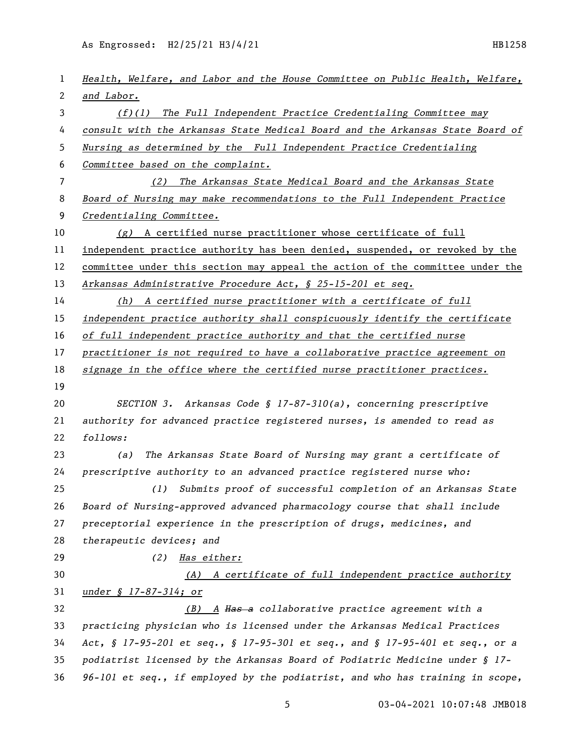Health, Welfare, and Labor and the House Committee on Public Health, Welfare, and Labor.

(f)(1) The Full Independent Practice Credentialing Committee may consult with the Arkansas State Medical Board and the Arkansas State Board of Nursing as determined by the Full Independent Practice Credentialing Committee based on the complaint.

(2) The Arkansas State Medical Board and the Arkansas State Board of Nursing may make recommendations to the Full Independent Practice Credentialing Committee.

(g) A certified nurse practitioner whose certificate of full independent practice authority has been denied, suspended, or revoked by the committee under this section may appeal the action of the committee under the Arkansas Administrative Procedure Act, § 25-15-201 et seq.

(h) A certified nurse practitioner with a certificate of full independent practice authority shall conspicuously identify the certificate of full independent practice authority and that the certified nurse practitioner is not required to have a collaborative practice agreement on signage in the office where the certified nurse practitioner practices.

SECTION 3. Arkansas Code § 17-87-310(a), concerning prescriptive authority for advanced practice registered nurses, is amended to read as follows:

(a) The Arkansas State Board of Nursing may grant a certificate of prescriptive authority to an advanced practice registered nurse who:

(1) Submits proof of successful completion of an Arkansas State Board of Nursing-approved advanced pharmacology course that shall include preceptorial experience in the prescription of drugs, medicines, and therapeutic devices; and

(2) Has either:

(A) A certificate of full independent practice authority under § 17-87-314; or

(B) A ~~Has a~~ collaborative practice agreement with a practicing physician who is licensed under the Arkansas Medical Practices Act, § 17-95-201 et seq., § 17-95-301 et seq., and § 17-95-401 et seq., or a podiatrist licensed by the Arkansas Board of Podiatric Medicine under § 17-96-101 et seq., if employed by the podiatrist, and who has training in scope,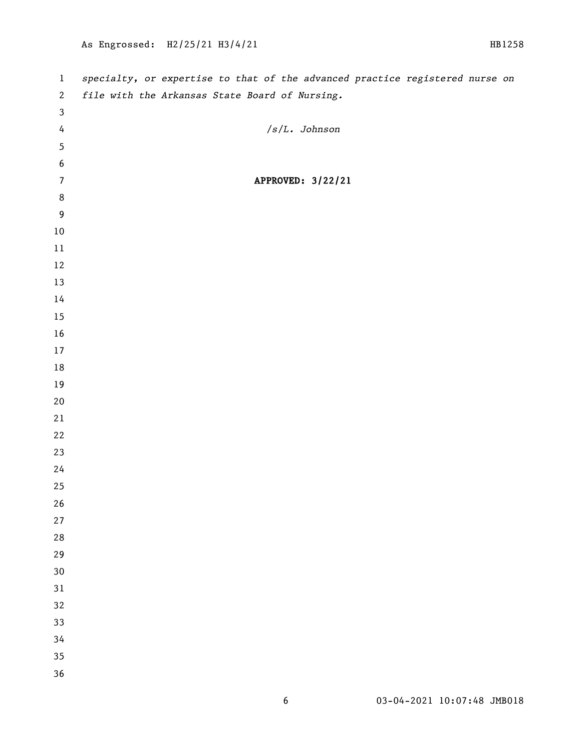*specialty, or expertise to that of the advanced practice registered nurse on file with the Arkansas State Board of Nursing.*

*/s/L. Johnson*

**APPROVED: 3/22/21**